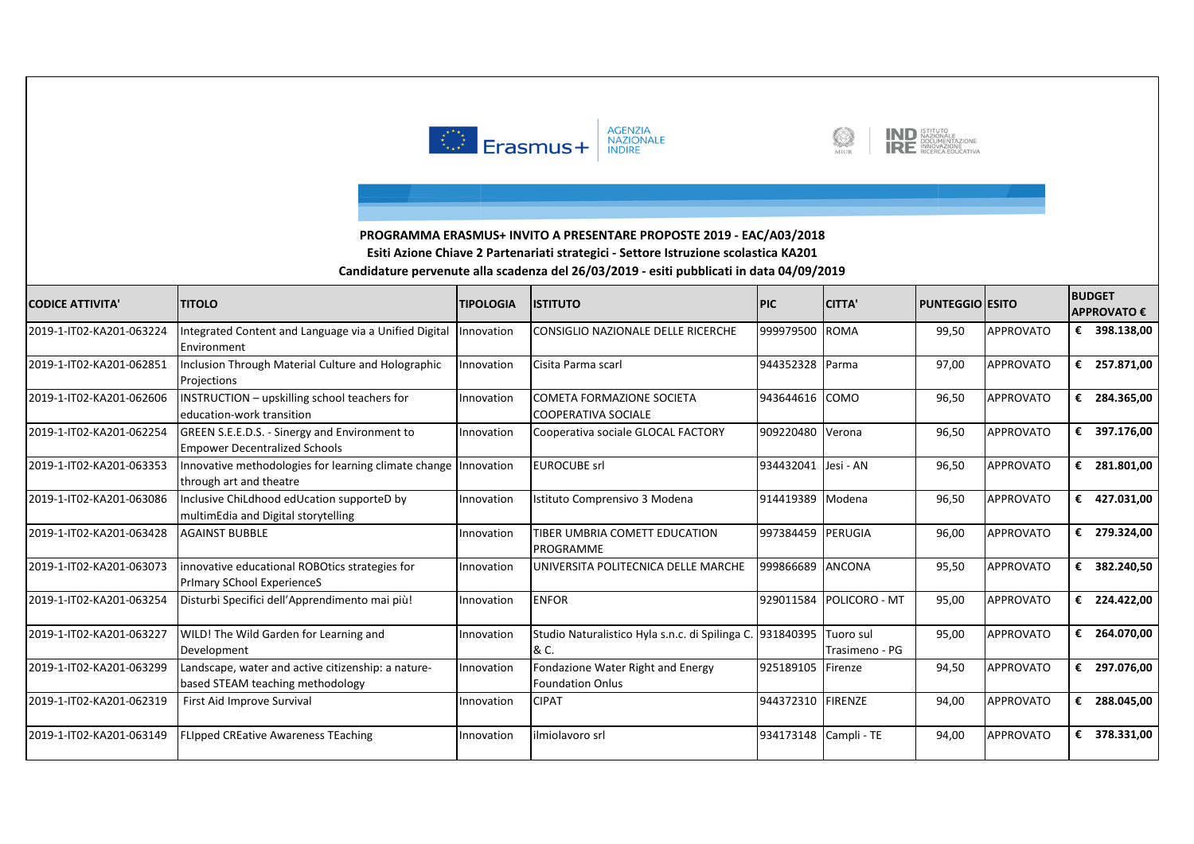**PROGRAMMA ERASMUS+ INVITO A PRESENTARE PROPOSTE 2019 - EAC/A03/2018**

**Esiti Azione Chiave 2 Partenariati strategici - Settore Istruzione scolastica KA201**

**Candidature pervenute alla scadenza del 26/03/2019 - esiti pubblicati in data 04/09/2019**

| CODICE ATTIVITA' | TITOLO | TIPOLOGIA | ISTITUTO | PIC | CITTA' | PUNTEGGIO | ESITO | BUDGET APPROVATO € |
|---|---|---|---|---|---|---|---|---|
| 2019-1-IT02-KA201-063224 | Integrated Content and Language via a Unified Digital Environment | Innovation | CONSIGLIO NAZIONALE DELLE RICERCHE | 999979500 | ROMA | 99,50 | APPROVATO | € 398.138,00 |
| 2019-1-IT02-KA201-062851 | Inclusion Through Material Culture and Holographic Projections | Innovation | Cisita Parma scarl | 944352328 | Parma | 97,00 | APPROVATO | € 257.871,00 |
| 2019-1-IT02-KA201-062606 | INSTRUCTION – upskilling school teachers for education-work transition | Innovation | COMETA FORMAZIONE SOCIETA COOPERATIVA SOCIALE | 943644616 | COMO | 96,50 | APPROVATO | € 284.365,00 |
| 2019-1-IT02-KA201-062254 | GREEN S.E.E.D.S. - Sinergy and Environment to Empower Decentralized Schools | Innovation | Cooperativa sociale GLOCAL FACTORY | 909220480 | Verona | 96,50 | APPROVATO | € 397.176,00 |
| 2019-1-IT02-KA201-063353 | Innovative methodologies for learning climate change through art and theatre | Innovation | EUROCUBE srl | 934432041 | Jesi - AN | 96,50 | APPROVATO | € 281.801,00 |
| 2019-1-IT02-KA201-063086 | Inclusive ChiLdhood edUcation supporteD by multimEdia and Digital storytelling | Innovation | Istituto Comprensivo 3 Modena | 914419389 | Modena | 96,50 | APPROVATO | € 427.031,00 |
| 2019-1-IT02-KA201-063428 | AGAINST BUBBLE | Innovation | TIBER UMBRIA COMETT EDUCATION PROGRAMME | 997384459 | PERUGIA | 96,00 | APPROVATO | € 279.324,00 |
| 2019-1-IT02-KA201-063073 | innovative educational ROBOtics strategies for PrImary SChool ExperienceS | Innovation | UNIVERSITA POLITECNICA DELLE MARCHE | 999866689 | ANCONA | 95,50 | APPROVATO | € 382.240,50 |
| 2019-1-IT02-KA201-063254 | Disturbi Specifici dell'Apprendimento mai più! | Innovation | ENFOR | 929011584 | POLICORO - MT | 95,00 | APPROVATO | € 224.422,00 |
| 2019-1-IT02-KA201-063227 | WILD! The Wild Garden for Learning and Development | Innovation | Studio Naturalistico Hyla s.n.c. di Spilinga C. & C. | 931840395 | Tuoro sul Trasimeno - PG | 95,00 | APPROVATO | € 264.070,00 |
| 2019-1-IT02-KA201-063299 | Landscape, water and active citizenship: a nature-based STEAM teaching methodology | Innovation | Fondazione Water Right and Energy Foundation Onlus | 925189105 | Firenze | 94,50 | APPROVATO | € 297.076,00 |
| 2019-1-IT02-KA201-062319 | First Aid Improve Survival | Innovation | CIPAT | 944372310 | FIRENZE | 94,00 | APPROVATO | € 288.045,00 |
| 2019-1-IT02-KA201-063149 | FLIpped CREative Awareness TEaching | Innovation | ilmiolavoro srl | 934173148 | Campli - TE | 94,00 | APPROVATO | € 378.331,00 |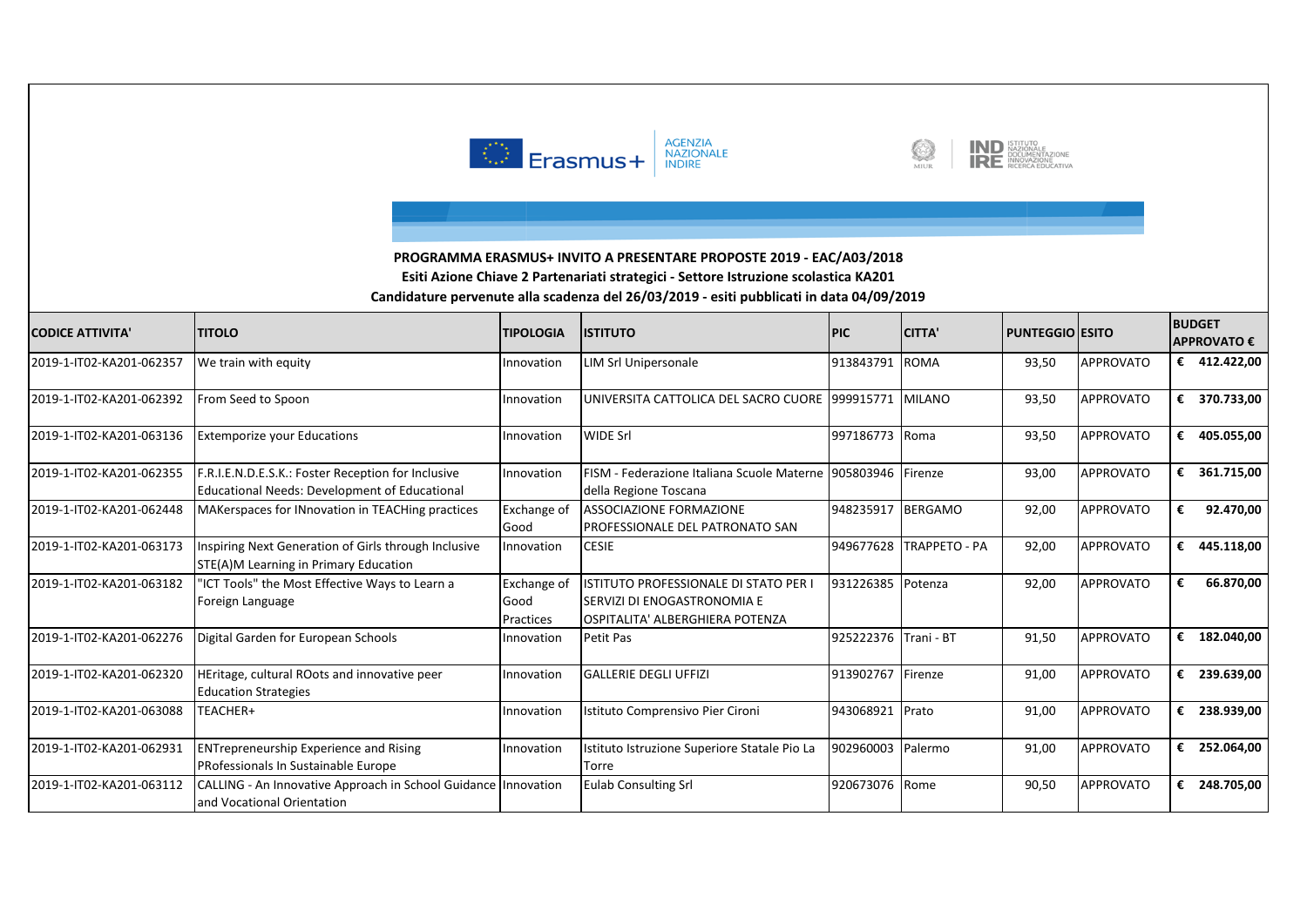**PROGRAMMA ERASMUS+ INVITO A PRESENTARE PROPOSTE 2019 - EAC/A03/2018**

**Esiti Azione Chiave 2 Partenariati strategici - Settore Istruzione scolastica KA201**

**Candidature pervenute alla scadenza del 26/03/2019 - esiti pubblicati in data 04/09/2019**

| CODICE ATTIVITA' | TITOLO | TIPOLOGIA | ISTITUTO | PIC | CITTA' | PUNTEGGIO | ESITO | BUDGET APPROVATO € |
|---|---|---|---|---|---|---|---|---|
| 2019-1-IT02-KA201-062357 | We train with equity | Innovation | LIM Srl Unipersonale | 913843791 | ROMA | 93,50 | APPROVATO | € 412.422,00 |
| 2019-1-IT02-KA201-062392 | From Seed to Spoon | Innovation | UNIVERSITA CATTOLICA DEL SACRO CUORE | 999915771 | MILANO | 93,50 | APPROVATO | € 370.733,00 |
| 2019-1-IT02-KA201-063136 | Extemporize your Educations | Innovation | WIDE Srl | 997186773 | Roma | 93,50 | APPROVATO | € 405.055,00 |
| 2019-1-IT02-KA201-062355 | F.R.I.E.N.D.E.S.K.: Foster Reception for Inclusive Educational Needs: Development of Educational | Innovation | FISM - Federazione Italiana Scuole Materne della Regione Toscana | 905803946 | Firenze | 93,00 | APPROVATO | € 361.715,00 |
| 2019-1-IT02-KA201-062448 | MAKerspaces for INnovation in TEACHing practices | Exchange of Good | ASSOCIAZIONE FORMAZIONE PROFESSIONALE DEL PATRONATO SAN | 948235917 | BERGAMO | 92,00 | APPROVATO | € 92.470,00 |
| 2019-1-IT02-KA201-063173 | Inspiring Next Generation of Girls through Inclusive STE(A)M Learning in Primary Education | Innovation | CESIE | 949677628 | TRAPPETO - PA | 92,00 | APPROVATO | € 445.118,00 |
| 2019-1-IT02-KA201-063182 | "ICT Tools" the Most Effective Ways to Learn a Foreign Language | Exchange of Good Practices | ISTITUTO PROFESSIONALE DI STATO PER I SERVIZI DI ENOGASTRONOMIA E OSPITALITA' ALBERGHIERA POTENZA | 931226385 | Potenza | 92,00 | APPROVATO | € 66.870,00 |
| 2019-1-IT02-KA201-062276 | Digital Garden for European Schools | Innovation | Petit Pas | 925222376 | Trani - BT | 91,50 | APPROVATO | € 182.040,00 |
| 2019-1-IT02-KA201-062320 | HEritage, cultural ROots and innovative peer Education Strategies | Innovation | GALLERIE DEGLI UFFIZI | 913902767 | Firenze | 91,00 | APPROVATO | € 239.639,00 |
| 2019-1-IT02-KA201-063088 | TEACHER+ | Innovation | Istituto Comprensivo Pier Cironi | 943068921 | Prato | 91,00 | APPROVATO | € 238.939,00 |
| 2019-1-IT02-KA201-062931 | ENTrepreneurship Experience and Rising PRofessionals In Sustainable Europe | Innovation | Istituto Istruzione Superiore Statale Pio La Torre | 902960003 | Palermo | 91,00 | APPROVATO | € 252.064,00 |
| 2019-1-IT02-KA201-063112 | CALLING - An Innovative Approach in School Guidance and Vocational Orientation | Innovation | Eulab Consulting Srl | 920673076 | Rome | 90,50 | APPROVATO | € 248.705,00 |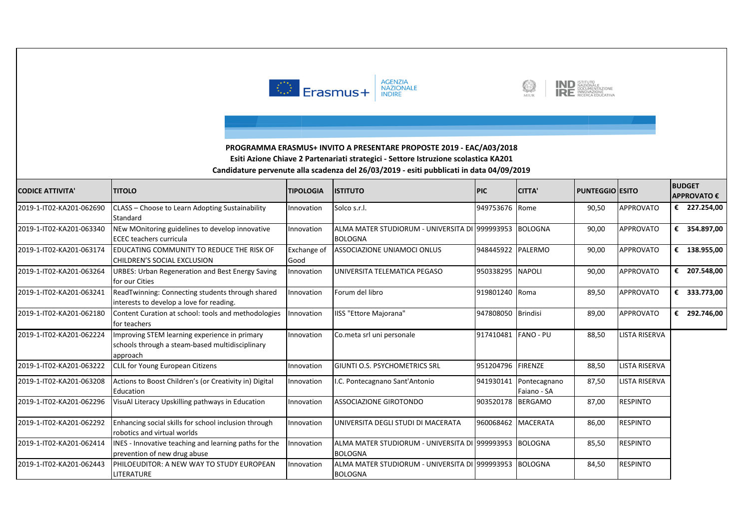**PROGRAMMA ERASMUS+ INVITO A PRESENTARE PROPOSTE 2019 - EAC/A03/2018**

**Esiti Azione Chiave 2 Partenariati strategici - Settore Istruzione scolastica KA201**

**Candidature pervenute alla scadenza del 26/03/2019 - esiti pubblicati in data 04/09/2019**

| CODICE ATTIVITA' | TITOLO | TIPOLOGIA | ISTITUTO | PIC | CITTA' | PUNTEGGIO | ESITO | BUDGET APPROVATO € |
|---|---|---|---|---|---|---|---|---|
| 2019-1-IT02-KA201-062690 | CLASS – Choose to Learn Adopting Sustainability Standard | Innovation | Solco s.r.l. | 949753676 | Rome | 90,50 | APPROVATO | € 227.254,00 |
| 2019-1-IT02-KA201-063340 | NEw MOnitoring guidelines to develop innovative ECEC teachers curricula | Innovation | ALMA MATER STUDIORUM - UNIVERSITA DI BOLOGNA | 999993953 | BOLOGNA | 90,00 | APPROVATO | € 354.897,00 |
| 2019-1-IT02-KA201-063174 | EDUCATING COMMUNITY TO REDUCE THE RISK OF CHILDREN'S SOCIAL EXCLUSION | Exchange of Good | ASSOCIAZIONE UNIAMOCI ONLUS | 948445922 | PALERMO | 90,00 | APPROVATO | € 138.955,00 |
| 2019-1-IT02-KA201-063264 | URBES: Urban Regeneration and Best Energy Saving for our Cities | Innovation | UNIVERSITA TELEMATICA PEGASO | 950338295 | NAPOLI | 90,00 | APPROVATO | € 207.548,00 |
| 2019-1-IT02-KA201-063241 | ReadTwinning: Connecting students through shared interests to develop a love for reading. | Innovation | Forum del libro | 919801240 | Roma | 89,50 | APPROVATO | € 333.773,00 |
| 2019-1-IT02-KA201-062180 | Content Curation at school: tools and methodologies for teachers | Innovation | IISS "Ettore Majorana" | 947808050 | Brindisi | 89,00 | APPROVATO | € 292.746,00 |
| 2019-1-IT02-KA201-062224 | Improving STEM learning experience in primary schools through a steam-based multidisciplinary approach | Innovation | Co.meta srl uni personale | 917410481 | FANO - PU | 88,50 | LISTA RISERVA | |
| 2019-1-IT02-KA201-063222 | CLIL for Young European Citizens | Innovation | GIUNTI O.S. PSYCHOMETRICS SRL | 951204796 | FIRENZE | 88,50 | LISTA RISERVA | |
| 2019-1-IT02-KA201-063208 | Actions to Boost Children's (or Creativity in) Digital Education | Innovation | I.C. Pontecagnano Sant'Antonio | 941930141 | Pontecagnano Faiano - SA | 87,50 | LISTA RISERVA | |
| 2019-1-IT02-KA201-062296 | VisuAl Literacy Upskilling pathways in Education | Innovation | ASSOCIAZIONE GIROTONDO | 903520178 | BERGAMO | 87,00 | RESPINTO | |
| 2019-1-IT02-KA201-062292 | Enhancing social skills for school inclusion through robotics and virtual worlds | Innovation | UNIVERSITA DEGLI STUDI DI MACERATA | 960068462 | MACERATA | 86,00 | RESPINTO | |
| 2019-1-IT02-KA201-062414 | INES - Innovative teaching and learning paths for the prevention of new drug abuse | Innovation | ALMA MATER STUDIORUM - UNIVERSITA DI BOLOGNA | 999993953 | BOLOGNA | 85,50 | RESPINTO | |
| 2019-1-IT02-KA201-062443 | PHILOEUDITOR: A NEW WAY TO STUDY EUROPEAN LITERATURE | Innovation | ALMA MATER STUDIORUM - UNIVERSITA DI BOLOGNA | 999993953 | BOLOGNA | 84,50 | RESPINTO | |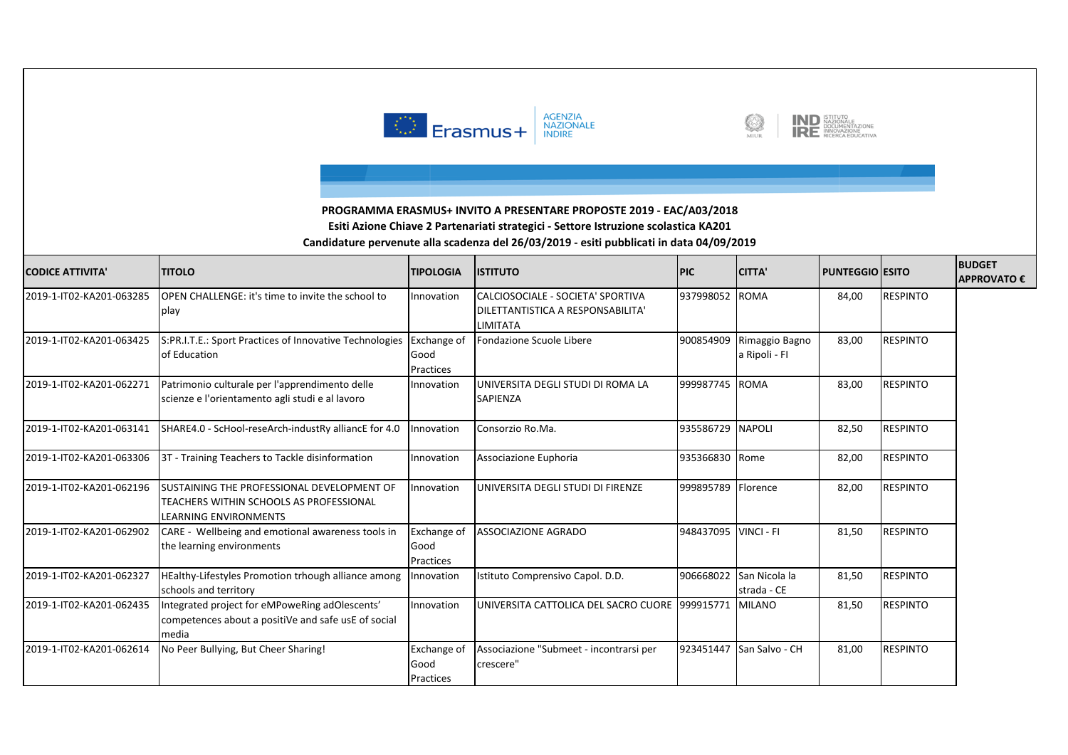**PROGRAMMA ERASMUS+ INVITO A PRESENTARE PROPOSTE 2019 - EAC/A03/2018**

**Esiti Azione Chiave 2 Partenariati strategici - Settore Istruzione scolastica KA201**

**Candidature pervenute alla scadenza del 26/03/2019 - esiti pubblicati in data 04/09/2019**

| CODICE ATTIVITA' | TITOLO | TIPOLOGIA | ISTITUTO | PIC | CITTA' | PUNTEGGIO | ESITO | BUDGET APPROVATO € |
|---|---|---|---|---|---|---|---|---|
| 2019-1-IT02-KA201-063285 | OPEN CHALLENGE: it's time to invite the school to play | Innovation | CALCIOSOCIALE - SOCIETA' SPORTIVA DILETTANTISTICA A RESPONSABILITA' LIMITATA | 937998052 | ROMA | 84,00 | RESPINTO | |
| 2019-1-IT02-KA201-063425 | S:PR.I.T.E.: Sport Practices of Innovative Technologies of Education | Exchange of Good Practices | Fondazione Scuole Libere | 900854909 | Rimaggio Bagno a Ripoli - FI | 83,00 | RESPINTO | |
| 2019-1-IT02-KA201-062271 | Patrimonio culturale per l'apprendimento delle scienze e l'orientamento agli studi e al lavoro | Innovation | UNIVERSITA DEGLI STUDI DI ROMA LA SAPIENZA | 999987745 | ROMA | 83,00 | RESPINTO | |
| 2019-1-IT02-KA201-063141 | SHARE4.0 - ScHool-reseArch-industRy alliancE for 4.0 | Innovation | Consorzio Ro.Ma. | 935586729 | NAPOLI | 82,50 | RESPINTO | |
| 2019-1-IT02-KA201-063306 | 3T - Training Teachers to Tackle disinformation | Innovation | Associazione Euphoria | 935366830 | Rome | 82,00 | RESPINTO | |
| 2019-1-IT02-KA201-062196 | SUSTAINING THE PROFESSIONAL DEVELOPMENT OF TEACHERS WITHIN SCHOOLS AS PROFESSIONAL LEARNING ENVIRONMENTS | Innovation | UNIVERSITA DEGLI STUDI DI FIRENZE | 999895789 | Florence | 82,00 | RESPINTO | |
| 2019-1-IT02-KA201-062902 | CARE - Wellbeing and emotional awareness tools in the learning environments | Exchange of Good Practices | ASSOCIAZIONE AGRADO | 948437095 | VINCI - FI | 81,50 | RESPINTO | |
| 2019-1-IT02-KA201-062327 | HEalthy-Lifestyles Promotion trhough alliance among schools and territory | Innovation | Istituto Comprensivo Capol. D.D. | 906668022 | San Nicola la strada - CE | 81,50 | RESPINTO | |
| 2019-1-IT02-KA201-062435 | Integrated project for eMPoweRing adOlescents' competences about a positiVe and safe usE of social media | Innovation | UNIVERSITA CATTOLICA DEL SACRO CUORE | 999915771 | MILANO | 81,50 | RESPINTO | |
| 2019-1-IT02-KA201-062614 | No Peer Bullying, But Cheer Sharing! | Exchange of Good Practices | Associazione "Submeet - incontrarsi per crescere" | 923451447 | San Salvo - CH | 81,00 | RESPINTO | |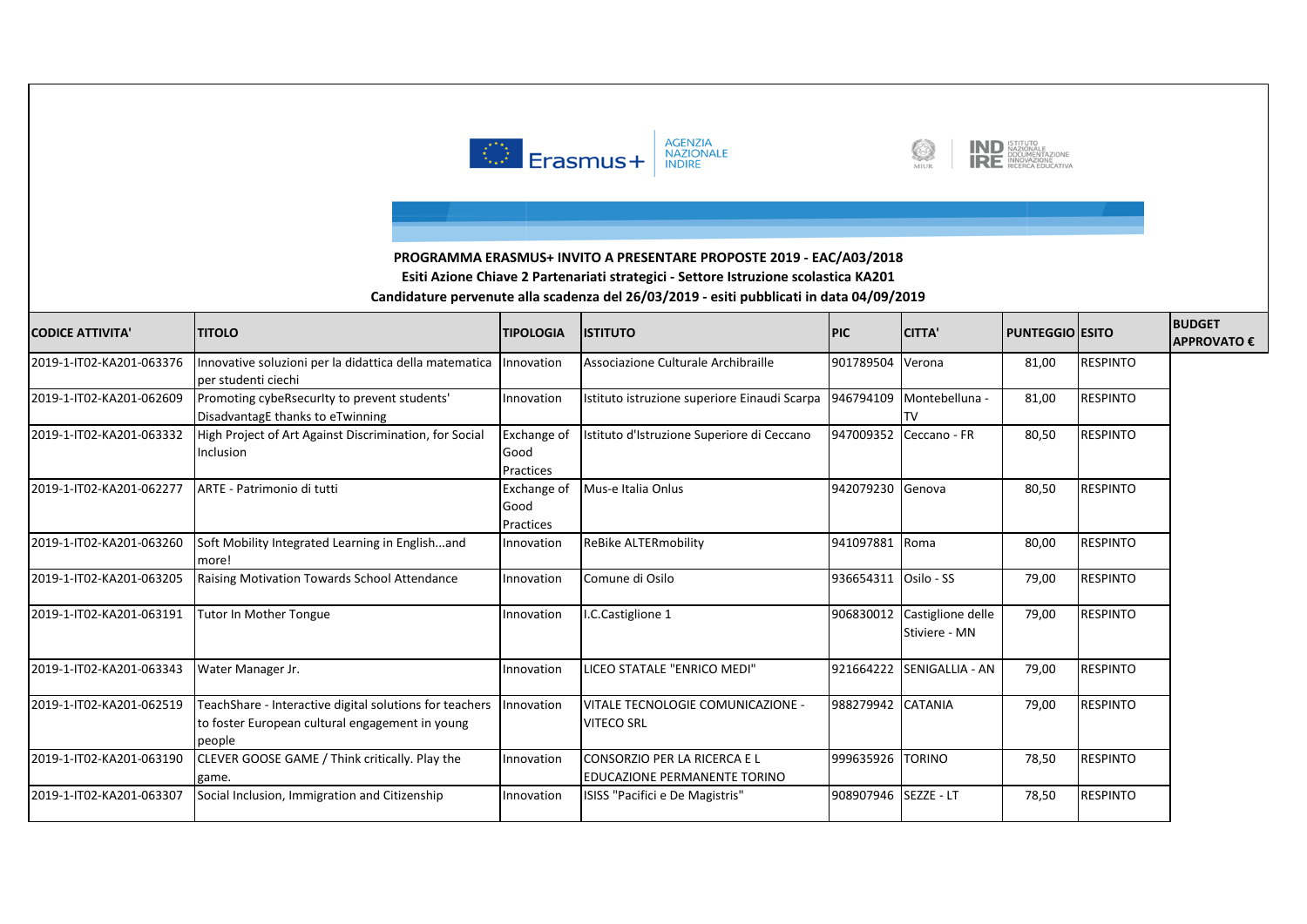**PROGRAMMA ERASMUS+ INVITO A PRESENTARE PROPOSTE 2019 - EAC/A03/2018**

**Esiti Azione Chiave 2 Partenariati strategici - Settore Istruzione scolastica KA201**

**Candidature pervenute alla scadenza del 26/03/2019 - esiti pubblicati in data 04/09/2019**

| CODICE ATTIVITA' | TITOLO | TIPOLOGIA | ISTITUTO | PIC | CITTA' | PUNTEGGIO | ESITO | BUDGET APPROVATO € |
|---|---|---|---|---|---|---|---|---|
| 2019-1-IT02-KA201-063376 | Innovative soluzioni per la didattica della matematica per studenti ciechi | Innovation | Associazione Culturale Archibraille | 901789504 | Verona | 81,00 | RESPINTO | |
| 2019-1-IT02-KA201-062609 | Promoting cybeRsecurIty to prevent students' DisadvantagE thanks to eTwinning | Innovation | Istituto istruzione superiore Einaudi Scarpa | 946794109 | Montebelluna - TV | 81,00 | RESPINTO | |
| 2019-1-IT02-KA201-063332 | High Project of Art Against Discrimination, for Social Inclusion | Exchange of Good Practices | Istituto d'Istruzione Superiore di Ceccano | 947009352 | Ceccano - FR | 80,50 | RESPINTO | |
| 2019-1-IT02-KA201-062277 | ARTE - Patrimonio di tutti | Exchange of Good Practices | Mus-e Italia Onlus | 942079230 | Genova | 80,50 | RESPINTO | |
| 2019-1-IT02-KA201-063260 | Soft Mobility Integrated Learning in English...and more! | Innovation | ReBike ALTERmobility | 941097881 | Roma | 80,00 | RESPINTO | |
| 2019-1-IT02-KA201-063205 | Raising Motivation Towards School Attendance | Innovation | Comune di Osilo | 936654311 | Osilo - SS | 79,00 | RESPINTO | |
| 2019-1-IT02-KA201-063191 | Tutor In Mother Tongue | Innovation | I.C.Castiglione 1 | 906830012 | Castiglione delle Stiviere - MN | 79,00 | RESPINTO | |
| 2019-1-IT02-KA201-063343 | Water Manager Jr. | Innovation | LICEO STATALE "ENRICO MEDI" | 921664222 | SENIGALLIA - AN | 79,00 | RESPINTO | |
| 2019-1-IT02-KA201-062519 | TeachShare - Interactive digital solutions for teachers to foster European cultural engagement in young people | Innovation | VITALE TECNOLOGIE COMUNICAZIONE - VITECO SRL | 988279942 | CATANIA | 79,00 | RESPINTO | |
| 2019-1-IT02-KA201-063190 | CLEVER GOOSE GAME / Think critically. Play the game. | Innovation | CONSORZIO PER LA RICERCA E L EDUCAZIONE PERMANENTE TORINO | 999635926 | TORINO | 78,50 | RESPINTO | |
| 2019-1-IT02-KA201-063307 | Social Inclusion, Immigration and Citizenship | Innovation | ISISS "Pacifici e De Magistris" | 908907946 | SEZZE - LT | 78,50 | RESPINTO | |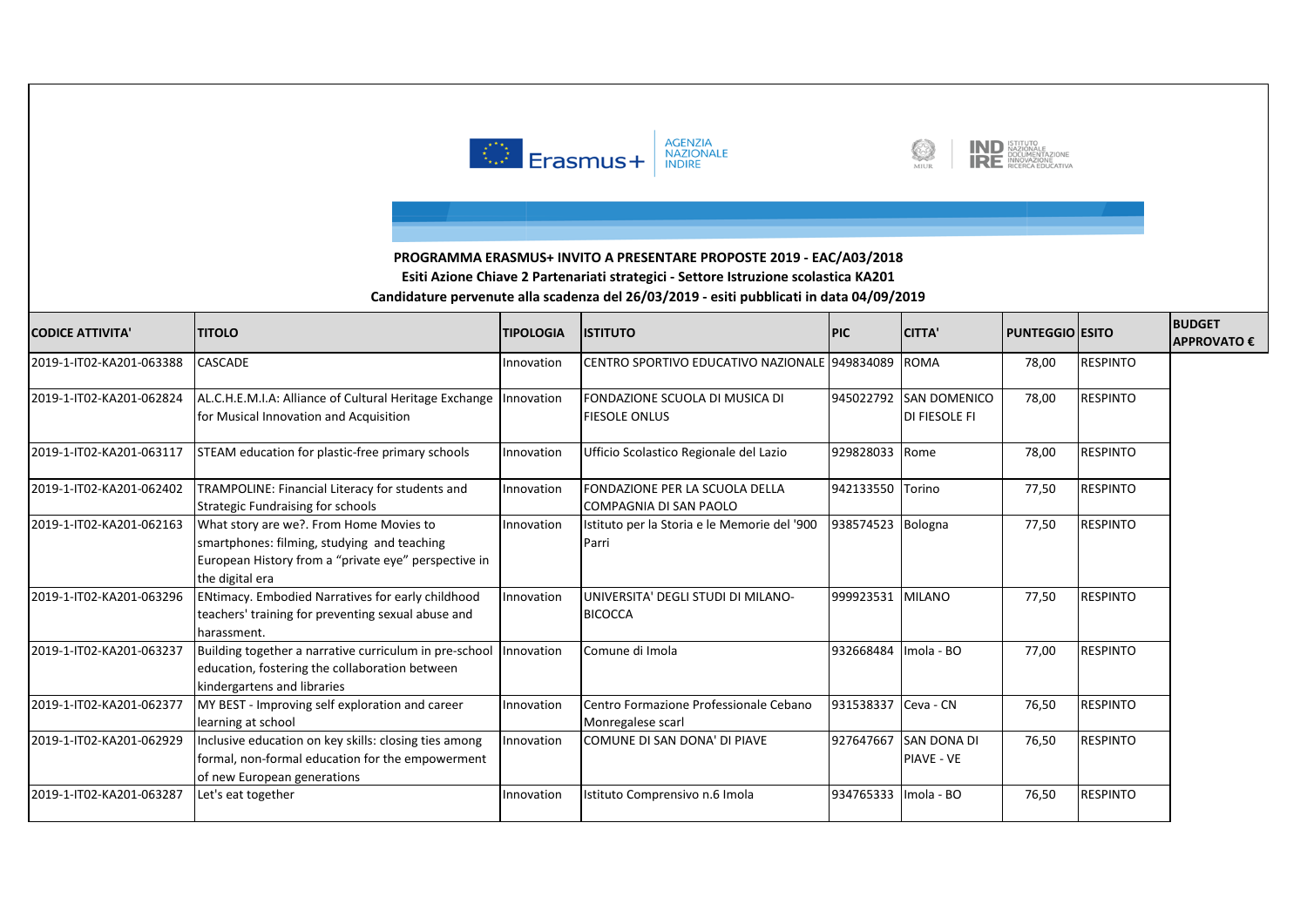**PROGRAMMA ERASMUS+ INVITO A PRESENTARE PROPOSTE 2019 - EAC/A03/2018**

**Esiti Azione Chiave 2 Partenariati strategici - Settore Istruzione scolastica KA201**

**Candidature pervenute alla scadenza del 26/03/2019 - esiti pubblicati in data 04/09/2019**

| CODICE ATTIVITA' | TITOLO | TIPOLOGIA | ISTITUTO | PIC | CITTA' | PUNTEGGIO | ESITO | BUDGET APPROVATO € |
|---|---|---|---|---|---|---|---|---|
| 2019-1-IT02-KA201-063388 | CASCADE | Innovation | CENTRO SPORTIVO EDUCATIVO NAZIONALE | 949834089 | ROMA | 78,00 | RESPINTO | |
| 2019-1-IT02-KA201-062824 | AL.C.H.E.M.I.A: Alliance of Cultural Heritage Exchange for Musical Innovation and Acquisition | Innovation | FONDAZIONE SCUOLA DI MUSICA DI FIESOLE ONLUS | 945022792 | SAN DOMENICO DI FIESOLE FI | 78,00 | RESPINTO | |
| 2019-1-IT02-KA201-063117 | STEAM education for plastic-free primary schools | Innovation | Ufficio Scolastico Regionale del Lazio | 929828033 | Rome | 78,00 | RESPINTO | |
| 2019-1-IT02-KA201-062402 | TRAMPOLINE: Financial Literacy for students and Strategic Fundraising for schools | Innovation | FONDAZIONE PER LA SCUOLA DELLA COMPAGNIA DI SAN PAOLO | 942133550 | Torino | 77,50 | RESPINTO | |
| 2019-1-IT02-KA201-062163 | What story are we?. From Home Movies to smartphones: filming, studying and teaching European History from a "private eye" perspective in the digital era | Innovation | Istituto per la Storia e le Memorie del '900 Parri | 938574523 | Bologna | 77,50 | RESPINTO | |
| 2019-1-IT02-KA201-063296 | ENtimacy. Embodied Narratives for early childhood teachers' training for preventing sexual abuse and harassment. | Innovation | UNIVERSITA' DEGLI STUDI DI MILANO-BICOCCA | 999923531 | MILANO | 77,50 | RESPINTO | |
| 2019-1-IT02-KA201-063237 | Building together a narrative curriculum in pre-school education, fostering the collaboration between kindergartens and libraries | Innovation | Comune di Imola | 932668484 | Imola - BO | 77,00 | RESPINTO | |
| 2019-1-IT02-KA201-062377 | MY BEST - Improving self exploration and career learning at school | Innovation | Centro Formazione Professionale Cebano Monregalese scarl | 931538337 | Ceva - CN | 76,50 | RESPINTO | |
| 2019-1-IT02-KA201-062929 | Inclusive education on key skills: closing ties among formal, non-formal education for the empowerment of new European generations | Innovation | COMUNE DI SAN DONA' DI PIAVE | 927647667 | SAN DONA DI PIAVE - VE | 76,50 | RESPINTO | |
| 2019-1-IT02-KA201-063287 | Let's eat together | Innovation | Istituto Comprensivo n.6 Imola | 934765333 | Imola - BO | 76,50 | RESPINTO | |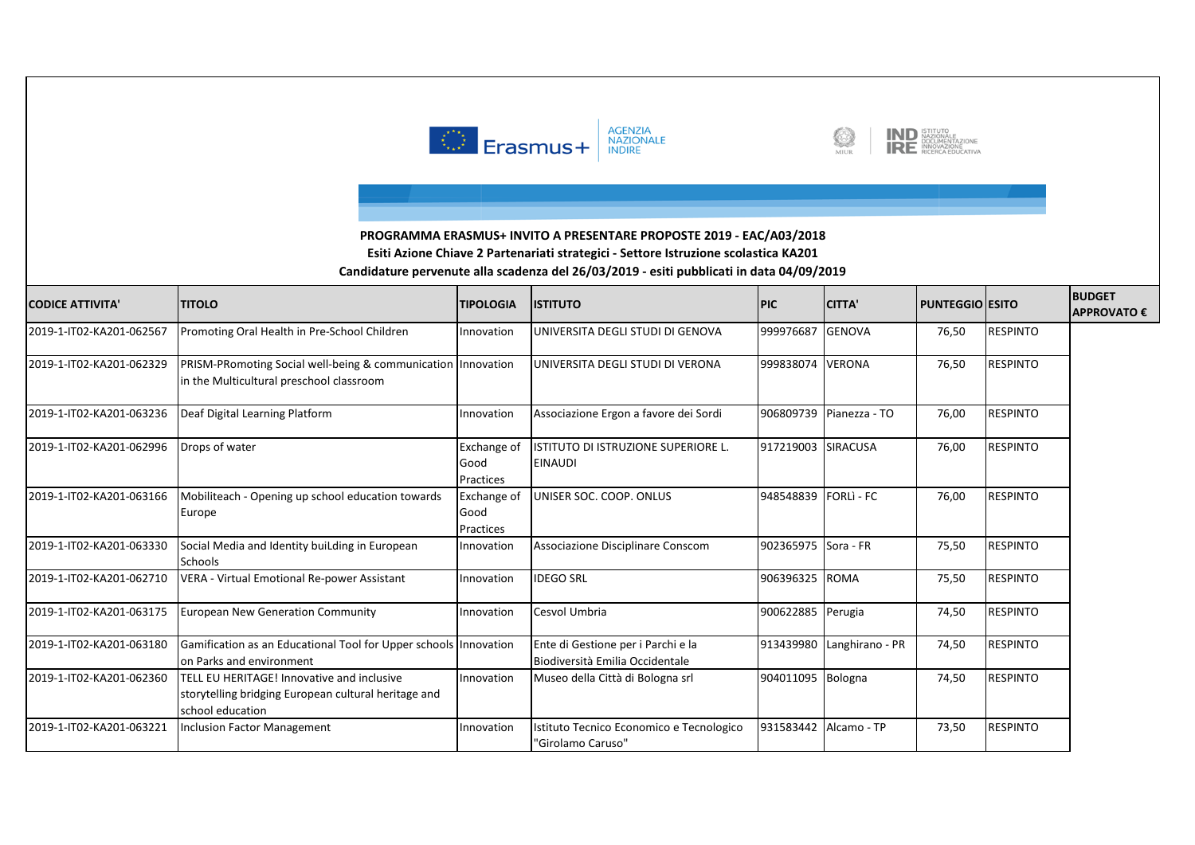**PROGRAMMA ERASMUS+ INVITO A PRESENTARE PROPOSTE 2019 - EAC/A03/2018**

**Esiti Azione Chiave 2 Partenariati strategici - Settore Istruzione scolastica KA201**

**Candidature pervenute alla scadenza del 26/03/2019 - esiti pubblicati in data 04/09/2019**

| CODICE ATTIVITA' | TITOLO | TIPOLOGIA | ISTITUTO | PIC | CITTA' | PUNTEGGIO | ESITO | BUDGET APPROVATO € |
|---|---|---|---|---|---|---|---|---|
| 2019-1-IT02-KA201-062567 | Promoting Oral Health in Pre-School Children | Innovation | UNIVERSITA DEGLI STUDI DI GENOVA | 999976687 | GENOVA | 76,50 | RESPINTO | |
| 2019-1-IT02-KA201-062329 | PRISM-PRomoting Social well-being & communication in the Multicultural preschool classroom | Innovation | UNIVERSITA DEGLI STUDI DI VERONA | 999838074 | VERONA | 76,50 | RESPINTO | |
| 2019-1-IT02-KA201-063236 | Deaf Digital Learning Platform | Innovation | Associazione Ergon a favore dei Sordi | 906809739 | Pianezza - TO | 76,00 | RESPINTO | |
| 2019-1-IT02-KA201-062996 | Drops of water | Exchange of Good Practices | ISTITUTO DI ISTRUZIONE SUPERIORE L. EINAUDI | 917219003 | SIRACUSA | 76,00 | RESPINTO | |
| 2019-1-IT02-KA201-063166 | Mobiliteach - Opening up school education towards Europe | Exchange of Good Practices | UNISER SOC. COOP. ONLUS | 948548839 | FORLÌ - FC | 76,00 | RESPINTO | |
| 2019-1-IT02-KA201-063330 | Social Media and Identity buiLding in European Schools | Innovation | Associazione Disciplinare Conscom | 902365975 | Sora - FR | 75,50 | RESPINTO | |
| 2019-1-IT02-KA201-062710 | VERA - Virtual Emotional Re-power Assistant | Innovation | IDEGO SRL | 906396325 | ROMA | 75,50 | RESPINTO | |
| 2019-1-IT02-KA201-063175 | European New Generation Community | Innovation | Cesvol Umbria | 900622885 | Perugia | 74,50 | RESPINTO | |
| 2019-1-IT02-KA201-063180 | Gamification as an Educational Tool for Upper schools on Parks and environment | Innovation | Ente di Gestione per i Parchi e la Biodiversità Emilia Occidentale | 913439980 | Langhirano - PR | 74,50 | RESPINTO | |
| 2019-1-IT02-KA201-062360 | TELL EU HERITAGE! Innovative and inclusive storytelling bridging European cultural heritage and school education | Innovation | Museo della Città di Bologna srl | 904011095 | Bologna | 74,50 | RESPINTO | |
| 2019-1-IT02-KA201-063221 | Inclusion Factor Management | Innovation | Istituto Tecnico Economico e Tecnologico "Girolamo Caruso" | 931583442 | Alcamo - TP | 73,50 | RESPINTO | |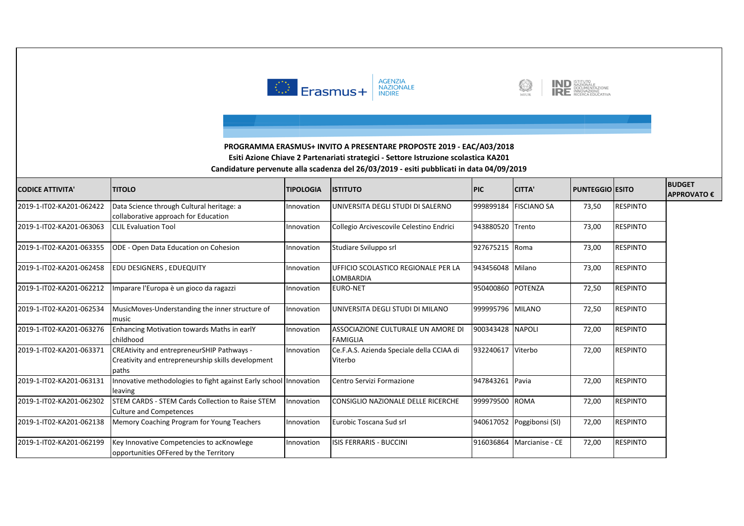**PROGRAMMA ERASMUS+ INVITO A PRESENTARE PROPOSTE 2019 - EAC/A03/2018**

**Esiti Azione Chiave 2 Partenariati strategici - Settore Istruzione scolastica KA201**

**Candidature pervenute alla scadenza del 26/03/2019 - esiti pubblicati in data 04/09/2019**

| CODICE ATTIVITA' | TITOLO | TIPOLOGIA | ISTITUTO | PIC | CITTA' | PUNTEGGIO | ESITO | BUDGET APPROVATO € |
|---|---|---|---|---|---|---|---|---|
| 2019-1-IT02-KA201-062422 | Data Science through Cultural heritage: a collaborative approach for Education | Innovation | UNIVERSITA DEGLI STUDI DI SALERNO | 999899184 | FISCIANO SA | 73,50 | RESPINTO | |
| 2019-1-IT02-KA201-063063 | CLIL Evaluation Tool | Innovation | Collegio Arcivescovile Celestino Endrici | 943880520 | Trento | 73,00 | RESPINTO | |
| 2019-1-IT02-KA201-063355 | ODE - Open Data Education on Cohesion | Innovation | Studiare Sviluppo srl | 927675215 | Roma | 73,00 | RESPINTO | |
| 2019-1-IT02-KA201-062458 | EDU DESIGNERS , EDUEQUITY | Innovation | UFFICIO SCOLASTICO REGIONALE PER LA LOMBARDIA | 943456048 | Milano | 73,00 | RESPINTO | |
| 2019-1-IT02-KA201-062212 | Imparare l'Europa è un gioco da ragazzi | Innovation | EURO-NET | 950400860 | POTENZA | 72,50 | RESPINTO | |
| 2019-1-IT02-KA201-062534 | MusicMoves-Understanding the inner structure of music | Innovation | UNIVERSITA DEGLI STUDI DI MILANO | 999995796 | MILANO | 72,50 | RESPINTO | |
| 2019-1-IT02-KA201-063276 | Enhancing Motivation towards Maths in earlY childhood | Innovation | ASSOCIAZIONE CULTURALE UN AMORE DI FAMIGLIA | 900343428 | NAPOLI | 72,00 | RESPINTO | |
| 2019-1-IT02-KA201-063371 | CREAtivity and entrepreneurSHIP Pathways - Creativity and entrepreneurship skills development paths | Innovation | Ce.F.A.S. Azienda Speciale della CCIAA di Viterbo | 932240617 | Viterbo | 72,00 | RESPINTO | |
| 2019-1-IT02-KA201-063131 | Innovative methodologies to fight against Early school leaving | Innovation | Centro Servizi Formazione | 947843261 | Pavia | 72,00 | RESPINTO | |
| 2019-1-IT02-KA201-062302 | STEM CARDS - STEM Cards Collection to Raise STEM Culture and Competences | Innovation | CONSIGLIO NAZIONALE DELLE RICERCHE | 999979500 | ROMA | 72,00 | RESPINTO | |
| 2019-1-IT02-KA201-062138 | Memory Coaching Program for Young Teachers | Innovation | Eurobic Toscana Sud srl | 940617052 | Poggibonsi (SI) | 72,00 | RESPINTO | |
| 2019-1-IT02-KA201-062199 | Key Innovative Competencies to acKnowlege opportunities OFFered by the Territory | Innovation | ISIS FERRARIS - BUCCINI | 916036864 | Marcianise - CE | 72,00 | RESPINTO | |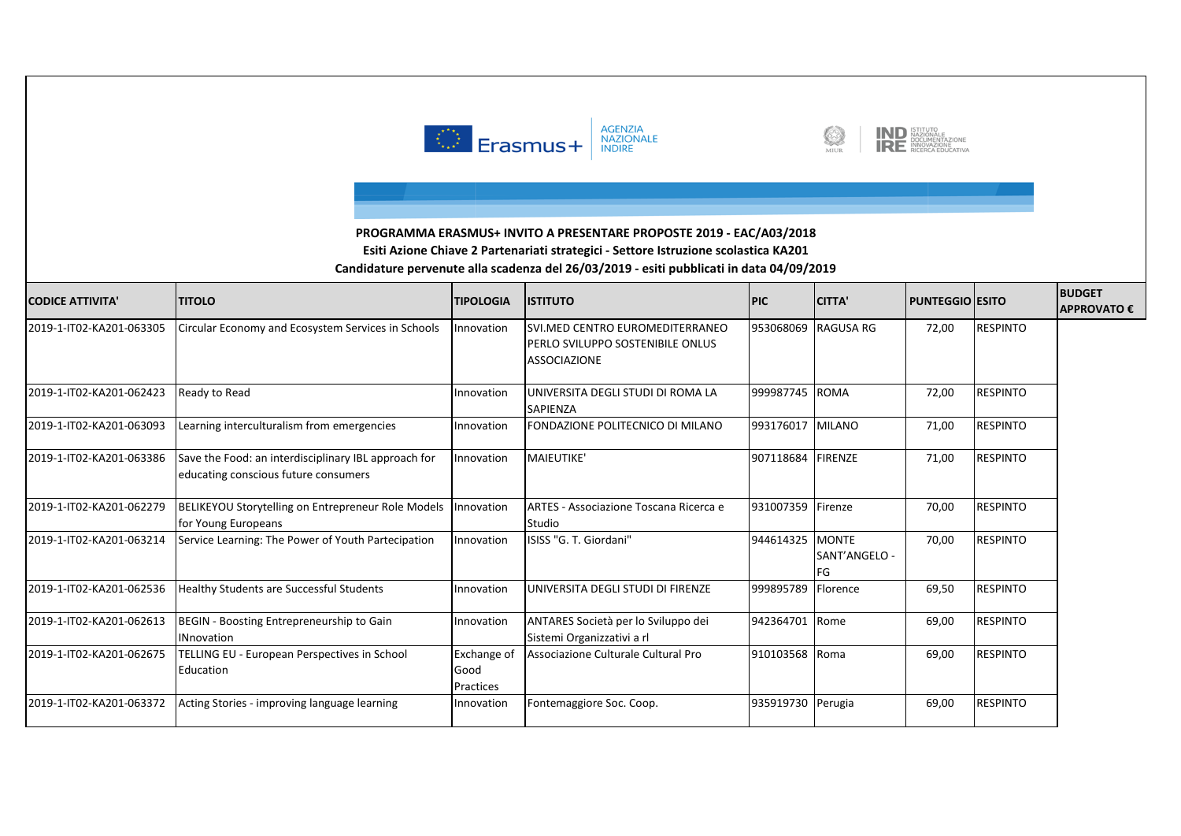**PROGRAMMA ERASMUS+ INVITO A PRESENTARE PROPOSTE 2019 - EAC/A03/2018**

**Esiti Azione Chiave 2 Partenariati strategici - Settore Istruzione scolastica KA201**

**Candidature pervenute alla scadenza del 26/03/2019 - esiti pubblicati in data 04/09/2019**

| CODICE ATTIVITA' | TITOLO | TIPOLOGIA | ISTITUTO | PIC | CITTA' | PUNTEGGIO | ESITO | BUDGET APPROVATO € |
|---|---|---|---|---|---|---|---|---|
| 2019-1-IT02-KA201-063305 | Circular Economy and Ecosystem Services in Schools | Innovation | SVI.MED CENTRO EUROMEDITERRANEO PERLO SVILUPPO SOSTENIBILE ONLUS ASSOCIAZIONE | 953068069 | RAGUSA RG | 72,00 | RESPINTO | |
| 2019-1-IT02-KA201-062423 | Ready to Read | Innovation | UNIVERSITA DEGLI STUDI DI ROMA LA SAPIENZA | 999987745 | ROMA | 72,00 | RESPINTO | |
| 2019-1-IT02-KA201-063093 | Learning interculturalism from emergencies | Innovation | FONDAZIONE POLITECNICO DI MILANO | 993176017 | MILANO | 71,00 | RESPINTO | |
| 2019-1-IT02-KA201-063386 | Save the Food: an interdisciplinary IBL approach for educating conscious future consumers | Innovation | MAIEUTIKE' | 907118684 | FIRENZE | 71,00 | RESPINTO | |
| 2019-1-IT02-KA201-062279 | BELIKEYOU Storytelling on Entrepreneur Role Models for Young Europeans | Innovation | ARTES - Associazione Toscana Ricerca e Studio | 931007359 | Firenze | 70,00 | RESPINTO | |
| 2019-1-IT02-KA201-063214 | Service Learning: The Power of Youth Partecipation | Innovation | ISISS "G. T. Giordani" | 944614325 | MONTE SANT'ANGELO - FG | 70,00 | RESPINTO | |
| 2019-1-IT02-KA201-062536 | Healthy Students are Successful Students | Innovation | UNIVERSITA DEGLI STUDI DI FIRENZE | 999895789 | Florence | 69,50 | RESPINTO | |
| 2019-1-IT02-KA201-062613 | BEGIN - Boosting Entrepreneurship to Gain INnovation | Innovation | ANTARES Società per lo Sviluppo dei Sistemi Organizzativi a rl | 942364701 | Rome | 69,00 | RESPINTO | |
| 2019-1-IT02-KA201-062675 | TELLING EU - European Perspectives in School Education | Exchange of Good Practices | Associazione Culturale Cultural Pro | 910103568 | Roma | 69,00 | RESPINTO | |
| 2019-1-IT02-KA201-063372 | Acting Stories - improving language learning | Innovation | Fontemaggiore Soc. Coop. | 935919730 | Perugia | 69,00 | RESPINTO | |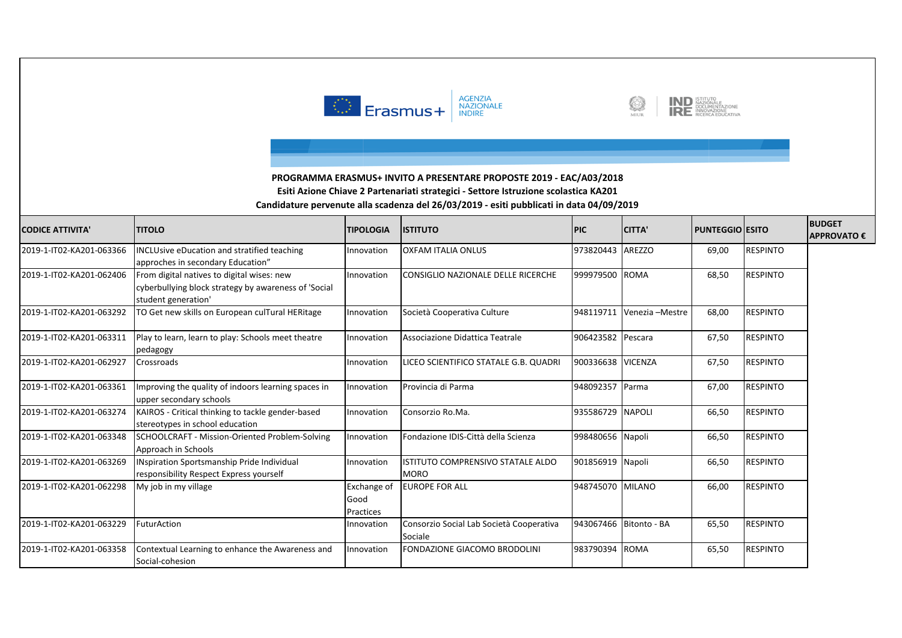**PROGRAMMA ERASMUS+ INVITO A PRESENTARE PROPOSTE 2019 - EAC/A03/2018**

**Esiti Azione Chiave 2 Partenariati strategici - Settore Istruzione scolastica KA201**

**Candidature pervenute alla scadenza del 26/03/2019 - esiti pubblicati in data 04/09/2019**

| CODICE ATTIVITA' | TITOLO | TIPOLOGIA | ISTITUTO | PIC | CITTA' | PUNTEGGIO | ESITO | BUDGET APPROVATO € |
|---|---|---|---|---|---|---|---|---|
| 2019-1-IT02-KA201-063366 | INCLUsive eDucation and stratified teaching approches in secondary Education” | Innovation | OXFAM ITALIA ONLUS | 973820443 | AREZZO | 69,00 | RESPINTO | |
| 2019-1-IT02-KA201-062406 | From digital natives to digital wises: new cyberbullying block strategy by awareness of 'Social student generation' | Innovation | CONSIGLIO NAZIONALE DELLE RICERCHE | 999979500 | ROMA | 68,50 | RESPINTO | |
| 2019-1-IT02-KA201-063292 | TO Get new skills on European culTural HERitage | Innovation | Società Cooperativa Culture | 948119711 | Venezia –Mestre | 68,00 | RESPINTO | |
| 2019-1-IT02-KA201-063311 | Play to learn, learn to play: Schools meet theatre pedagogy | Innovation | Associazione Didattica Teatrale | 906423582 | Pescara | 67,50 | RESPINTO | |
| 2019-1-IT02-KA201-062927 | Crossroads | Innovation | LICEO SCIENTIFICO STATALE G.B. QUADRI | 900336638 | VICENZA | 67,50 | RESPINTO | |
| 2019-1-IT02-KA201-063361 | Improving the quality of indoors learning spaces in upper secondary schools | Innovation | Provincia di Parma | 948092357 | Parma | 67,00 | RESPINTO | |
| 2019-1-IT02-KA201-063274 | KAIROS - Critical thinking to tackle gender-based stereotypes in school education | Innovation | Consorzio Ro.Ma. | 935586729 | NAPOLI | 66,50 | RESPINTO | |
| 2019-1-IT02-KA201-063348 | SCHOOLCRAFT - Mission-Oriented Problem-Solving Approach in Schools | Innovation | Fondazione IDIS-Città della Scienza | 998480656 | Napoli | 66,50 | RESPINTO | |
| 2019-1-IT02-KA201-063269 | INspiration Sportsmanship Pride Individual responsibility Respect Express yourself | Innovation | ISTITUTO COMPRENSIVO STATALE ALDO MORO | 901856919 | Napoli | 66,50 | RESPINTO | |
| 2019-1-IT02-KA201-062298 | My job in my village | Exchange of Good Practices | EUROPE FOR ALL | 948745070 | MILANO | 66,00 | RESPINTO | |
| 2019-1-IT02-KA201-063229 | FuturAction | Innovation | Consorzio Social Lab Società Cooperativa Sociale | 943067466 | Bitonto - BA | 65,50 | RESPINTO | |
| 2019-1-IT02-KA201-063358 | Contextual Learning to enhance the Awareness and Social-cohesion | Innovation | FONDAZIONE GIACOMO BRODOLINI | 983790394 | ROMA | 65,50 | RESPINTO | |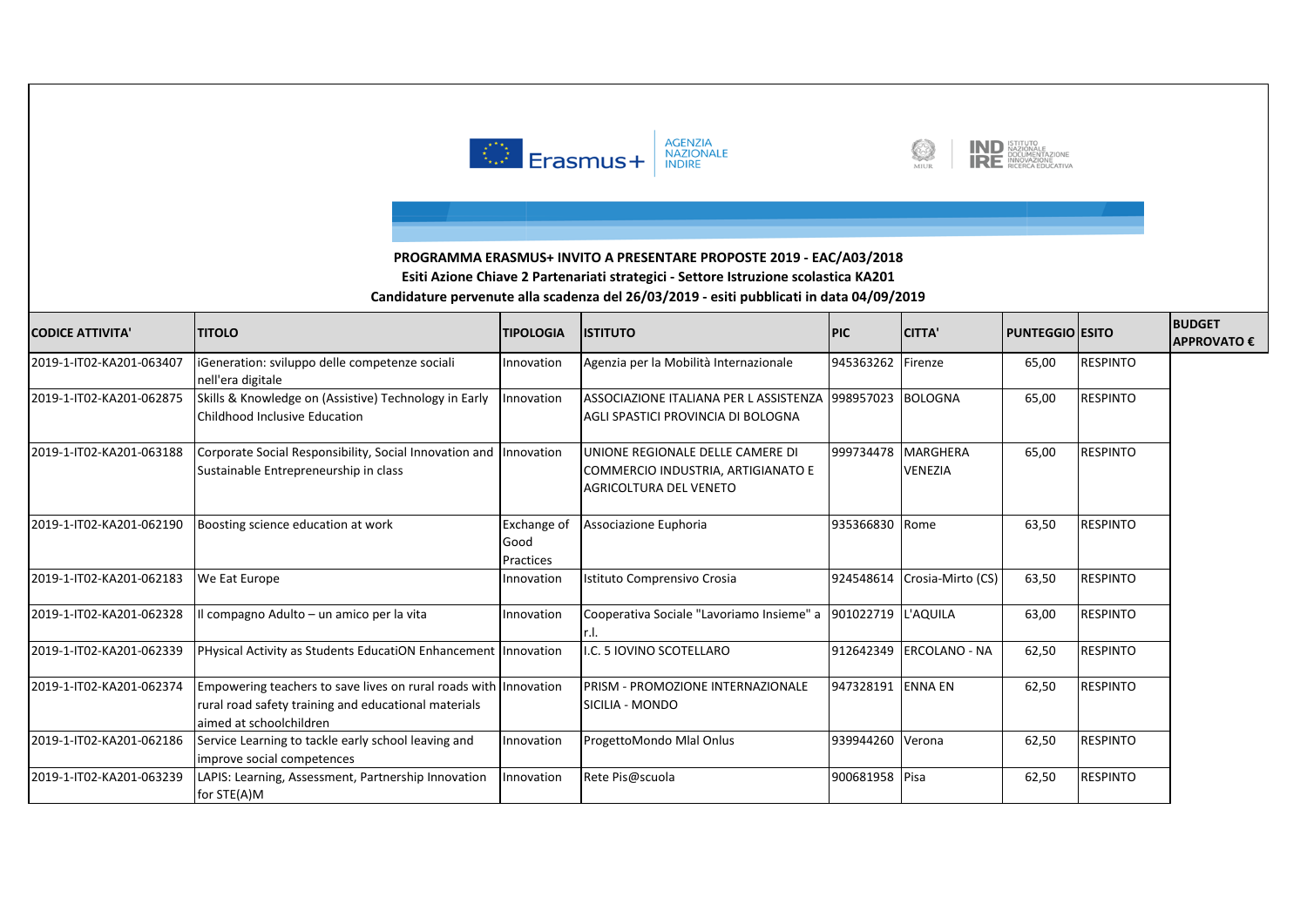**PROGRAMMA ERASMUS+ INVITO A PRESENTARE PROPOSTE 2019 - EAC/A03/2018**

**Esiti Azione Chiave 2 Partenariati strategici - Settore Istruzione scolastica KA201**

**Candidature pervenute alla scadenza del 26/03/2019 - esiti pubblicati in data 04/09/2019**

| CODICE ATTIVITA' | TITOLO | TIPOLOGIA | ISTITUTO | PIC | CITTA' | PUNTEGGIO | ESITO | BUDGET APPROVATO € |
|---|---|---|---|---|---|---|---|---|
| 2019-1-IT02-KA201-063407 | iGeneration: sviluppo delle competenze sociali nell'era digitale | Innovation | Agenzia per la Mobilità Internazionale | 945363262 | Firenze | 65,00 | RESPINTO | |
| 2019-1-IT02-KA201-062875 | Skills & Knowledge on (Assistive) Technology in Early Childhood Inclusive Education | Innovation | ASSOCIAZIONE ITALIANA PER L ASSISTENZA AGLI SPASTICI PROVINCIA DI BOLOGNA | 998957023 | BOLOGNA | 65,00 | RESPINTO | |
| 2019-1-IT02-KA201-063188 | Corporate Social Responsibility, Social Innovation and Sustainable Entrepreneurship in class | Innovation | UNIONE REGIONALE DELLE CAMERE DI COMMERCIO INDUSTRIA, ARTIGIANATO E AGRICOLTURA DEL VENETO | 999734478 | MARGHERA VENEZIA | 65,00 | RESPINTO | |
| 2019-1-IT02-KA201-062190 | Boosting science education at work | Exchange of Good Practices | Associazione Euphoria | 935366830 | Rome | 63,50 | RESPINTO | |
| 2019-1-IT02-KA201-062183 | We Eat Europe | Innovation | Istituto Comprensivo Crosia | 924548614 | Crosia-Mirto (CS) | 63,50 | RESPINTO | |
| 2019-1-IT02-KA201-062328 | Il compagno Adulto – un amico per la vita | Innovation | Cooperativa Sociale "Lavoriamo Insieme" a r.l. | 901022719 | L'AQUILA | 63,00 | RESPINTO | |
| 2019-1-IT02-KA201-062339 | PHysical Activity as Students EducatiON Enhancement | Innovation | I.C. 5 IOVINO SCOTELLARO | 912642349 | ERCOLANO - NA | 62,50 | RESPINTO | |
| 2019-1-IT02-KA201-062374 | Empowering teachers to save lives on rural roads with rural road safety training and educational materials aimed at schoolchildren | Innovation | PRISM - PROMOZIONE INTERNAZIONALE SICILIA - MONDO | 947328191 | ENNA EN | 62,50 | RESPINTO | |
| 2019-1-IT02-KA201-062186 | Service Learning to tackle early school leaving and improve social competences | Innovation | ProgettoMondo Mlal Onlus | 939944260 | Verona | 62,50 | RESPINTO | |
| 2019-1-IT02-KA201-063239 | LAPIS: Learning, Assessment, Partnership Innovation for STE(A)M | Innovation | Rete Pis@scuola | 900681958 | Pisa | 62,50 | RESPINTO | |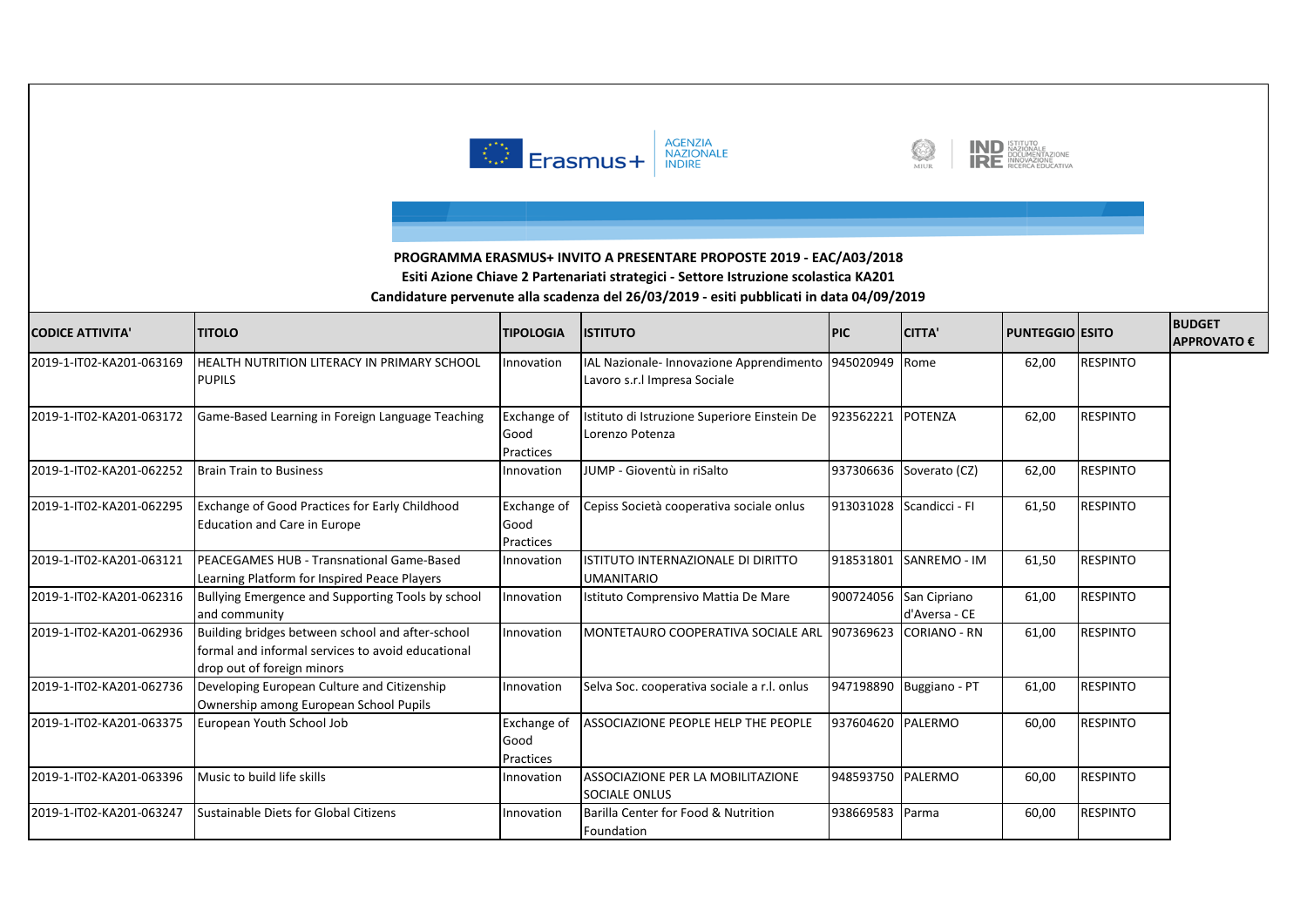**PROGRAMMA ERASMUS+ INVITO A PRESENTARE PROPOSTE 2019 - EAC/A03/2018**

**Esiti Azione Chiave 2 Partenariati strategici - Settore Istruzione scolastica KA201**

**Candidature pervenute alla scadenza del 26/03/2019 - esiti pubblicati in data 04/09/2019**

| CODICE ATTIVITA' | TITOLO | TIPOLOGIA | ISTITUTO | PIC | CITTA' | PUNTEGGIO | ESITO | BUDGET APPROVATO € |
|---|---|---|---|---|---|---|---|---|
| 2019-1-IT02-KA201-063169 | HEALTH NUTRITION LITERACY IN PRIMARY SCHOOL PUPILS | Innovation | IAL Nazionale- Innovazione Apprendimento Lavoro s.r.l Impresa Sociale | 945020949 | Rome | 62,00 | RESPINTO | |
| 2019-1-IT02-KA201-063172 | Game-Based Learning in Foreign Language Teaching | Exchange of Good Practices | Istituto di Istruzione Superiore Einstein De Lorenzo Potenza | 923562221 | POTENZA | 62,00 | RESPINTO | |
| 2019-1-IT02-KA201-062252 | Brain Train to Business | Innovation | JUMP - Gioventù in riSalto | 937306636 | Soverato (CZ) | 62,00 | RESPINTO | |
| 2019-1-IT02-KA201-062295 | Exchange of Good Practices for Early Childhood Education and Care in Europe | Exchange of Good Practices | Cepiss Società cooperativa sociale onlus | 913031028 | Scandicci - FI | 61,50 | RESPINTO | |
| 2019-1-IT02-KA201-063121 | PEACEGAMES HUB - Transnational Game-Based Learning Platform for Inspired Peace Players | Innovation | ISTITUTO INTERNAZIONALE DI DIRITTO UMANITARIO | 918531801 | SANREMO - IM | 61,50 | RESPINTO | |
| 2019-1-IT02-KA201-062316 | Bullying Emergence and Supporting Tools by school and community | Innovation | Istituto Comprensivo Mattia De Mare | 900724056 | San Cipriano d'Aversa - CE | 61,00 | RESPINTO | |
| 2019-1-IT02-KA201-062936 | Building bridges between school and after-school formal and informal services to avoid educational drop out of foreign minors | Innovation | MONTETAURO COOPERATIVA SOCIALE ARL | 907369623 | CORIANO - RN | 61,00 | RESPINTO | |
| 2019-1-IT02-KA201-062736 | Developing European Culture and Citizenship Ownership among European School Pupils | Innovation | Selva Soc. cooperativa sociale a r.l. onlus | 947198890 | Buggiano - PT | 61,00 | RESPINTO | |
| 2019-1-IT02-KA201-063375 | European Youth School Job | Exchange of Good Practices | ASSOCIAZIONE PEOPLE HELP THE PEOPLE | 937604620 | PALERMO | 60,00 | RESPINTO | |
| 2019-1-IT02-KA201-063396 | Music to build life skills | Innovation | ASSOCIAZIONE PER LA MOBILITAZIONE SOCIALE ONLUS | 948593750 | PALERMO | 60,00 | RESPINTO | |
| 2019-1-IT02-KA201-063247 | Sustainable Diets for Global Citizens | Innovation | Barilla Center for Food & Nutrition Foundation | 938669583 | Parma | 60,00 | RESPINTO | |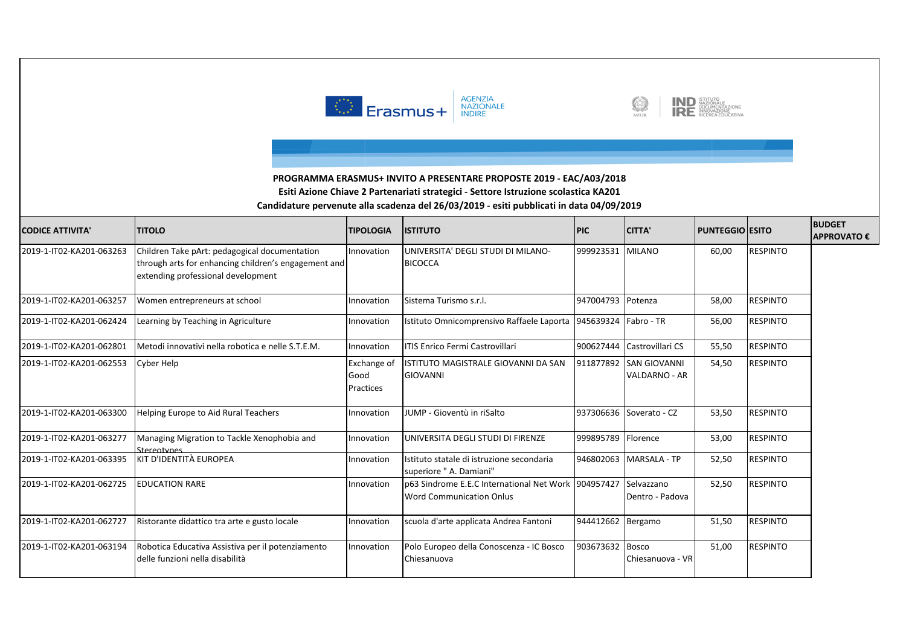**PROGRAMMA ERASMUS+ INVITO A PRESENTARE PROPOSTE 2019 - EAC/A03/2018**

**Esiti Azione Chiave 2 Partenariati strategici - Settore Istruzione scolastica KA201**

**Candidature pervenute alla scadenza del 26/03/2019 - esiti pubblicati in data 04/09/2019**

| CODICE ATTIVITA' | TITOLO | TIPOLOGIA | ISTITUTO | PIC | CITTA' | PUNTEGGIO | ESITO | BUDGET APPROVATO € |
|---|---|---|---|---|---|---|---|---|
| 2019-1-IT02-KA201-063263 | Children Take pArt: pedagogical documentation through arts for enhancing children's engagement and extending professional development | Innovation | UNIVERSITA' DEGLI STUDI DI MILANO-BICOCCA | 999923531 | MILANO | 60,00 | RESPINTO | |
| 2019-1-IT02-KA201-063257 | Women entrepreneurs at school | Innovation | Sistema Turismo s.r.l. | 947004793 | Potenza | 58,00 | RESPINTO | |
| 2019-1-IT02-KA201-062424 | Learning by Teaching in Agriculture | Innovation | Istituto Omnicomprensivo Raffaele Laporta | 945639324 | Fabro - TR | 56,00 | RESPINTO | |
| 2019-1-IT02-KA201-062801 | Metodi innovativi nella robotica e nelle S.T.E.M. | Innovation | ITIS Enrico Fermi Castrovillari | 900627444 | Castrovillari CS | 55,50 | RESPINTO | |
| 2019-1-IT02-KA201-062553 | Cyber Help | Exchange of Good Practices | ISTITUTO MAGISTRALE GIOVANNI DA SAN GIOVANNI | 911877892 | SAN GIOVANNI VALDARNO - AR | 54,50 | RESPINTO | |
| 2019-1-IT02-KA201-063300 | Helping Europe to Aid Rural Teachers | Innovation | JUMP - Gioventù in riSalto | 937306636 | Soverato - CZ | 53,50 | RESPINTO | |
| 2019-1-IT02-KA201-063277 | Managing Migration to Tackle Xenophobia and Stereotypes | Innovation | UNIVERSITA DEGLI STUDI DI FIRENZE | 999895789 | Florence | 53,00 | RESPINTO | |
| 2019-1-IT02-KA201-063395 | KIT D'IDENTITÀ EUROPEA | Innovation | Istituto statale di istruzione secondaria superiore " A. Damiani" | 946802063 | MARSALA - TP | 52,50 | RESPINTO | |
| 2019-1-IT02-KA201-062725 | EDUCATION RARE | Innovation | p63 Sindrome E.E.C International Net Work Word Communication Onlus | 904957427 | Selvazzano Dentro - Padova | 52,50 | RESPINTO | |
| 2019-1-IT02-KA201-062727 | Ristorante didattico tra arte e gusto locale | Innovation | scuola d'arte applicata Andrea Fantoni | 944412662 | Bergamo | 51,50 | RESPINTO | |
| 2019-1-IT02-KA201-063194 | Robotica Educativa Assistiva per il potenziamento delle funzioni nella disabilità | Innovation | Polo Europeo della Conoscenza - IC Bosco Chiesanuova | 903673632 | Bosco Chiesanuova - VR | 51,00 | RESPINTO | |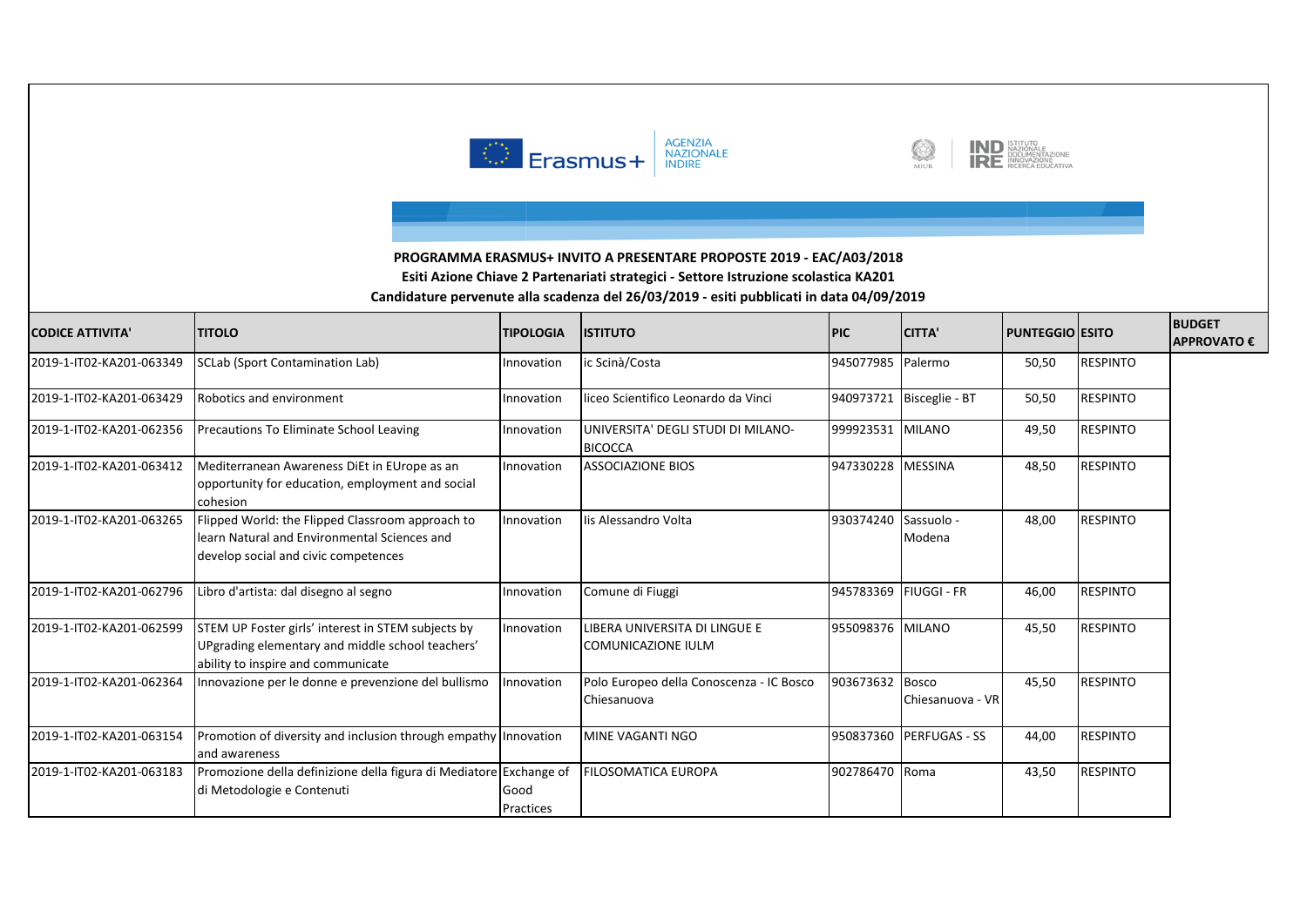**PROGRAMMA ERASMUS+ INVITO A PRESENTARE PROPOSTE 2019 - EAC/A03/2018**
**Esiti Azione Chiave 2 Partenariati strategici - Settore Istruzione scolastica KA201**
**Candidature pervenute alla scadenza del 26/03/2019 - esiti pubblicati in data 04/09/2019**

| CODICE ATTIVITA' | TITOLO | TIPOLOGIA | ISTITUTO | PIC | CITTA' | PUNTEGGIO | ESITO | BUDGET APPROVATO € |
|---|---|---|---|---|---|---|---|---|
| 2019-1-IT02-KA201-063349 | SCLab (Sport Contamination Lab) | Innovation | ic Scinà/Costa | 945077985 | Palermo | 50,50 | RESPINTO | |
| 2019-1-IT02-KA201-063429 | Robotics and environment | Innovation | liceo Scientifico Leonardo da Vinci | 940973721 | Bisceglie - BT | 50,50 | RESPINTO | |
| 2019-1-IT02-KA201-062356 | Precautions To Eliminate School Leaving | Innovation | UNIVERSITA' DEGLI STUDI DI MILANO-BICOCCA | 999923531 | MILANO | 49,50 | RESPINTO | |
| 2019-1-IT02-KA201-063412 | Mediterranean Awareness DiEt in EUrope as an opportunity for education, employment and social cohesion | Innovation | ASSOCIAZIONE BIOS | 947330228 | MESSINA | 48,50 | RESPINTO | |
| 2019-1-IT02-KA201-063265 | Flipped World: the Flipped Classroom approach to learn Natural and Environmental Sciences and develop social and civic competences | Innovation | Iis Alessandro Volta | 930374240 | Sassuolo - Modena | 48,00 | RESPINTO | |
| 2019-1-IT02-KA201-062796 | Libro d'artista: dal disegno al segno | Innovation | Comune di Fiuggi | 945783369 | FIUGGI - FR | 46,00 | RESPINTO | |
| 2019-1-IT02-KA201-062599 | STEM UP Foster girls' interest in STEM subjects by UPgrading elementary and middle school teachers' ability to inspire and communicate | Innovation | LIBERA UNIVERSITA DI LINGUE E COMUNICAZIONE IULM | 955098376 | MILANO | 45,50 | RESPINTO | |
| 2019-1-IT02-KA201-062364 | Innovazione per le donne e prevenzione del bullismo | Innovation | Polo Europeo della Conoscenza - IC Bosco Chiesanuova | 903673632 | Bosco Chiesanuova - VR | 45,50 | RESPINTO | |
| 2019-1-IT02-KA201-063154 | Promotion of diversity and inclusion through empathy and awareness | Innovation | MINE VAGANTI NGO | 950837360 | PERFUGAS - SS | 44,00 | RESPINTO | |
| 2019-1-IT02-KA201-063183 | Promozione della definizione della figura di Mediatore di Metodologie e Contenuti | Exchange of Good Practices | FILOSOMATICA EUROPA | 902786470 | Roma | 43,50 | RESPINTO | |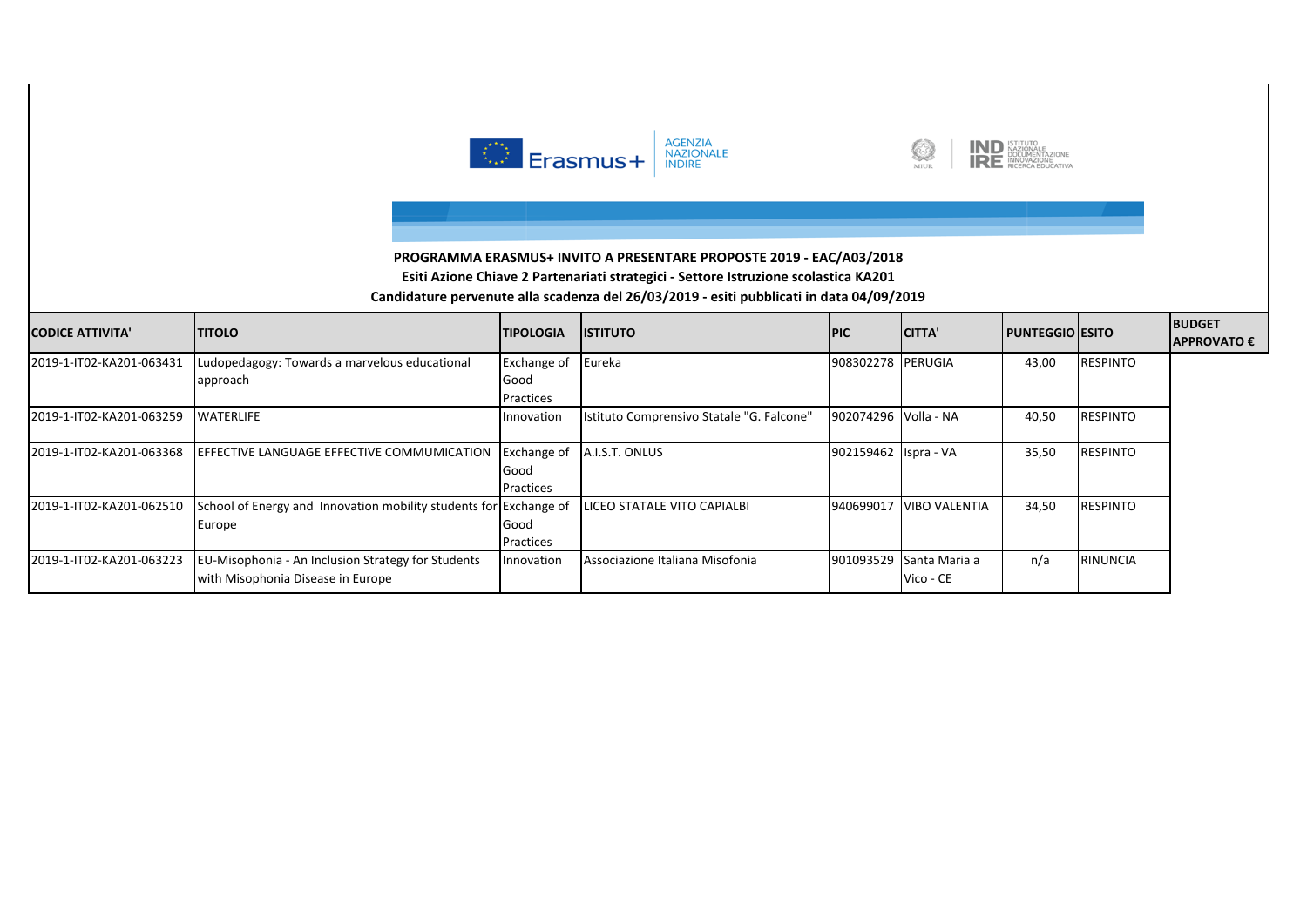**PROGRAMMA ERASMUS+ INVITO A PRESENTARE PROPOSTE 2019 - EAC/A03/2018**

**Esiti Azione Chiave 2 Partenariati strategici - Settore Istruzione scolastica KA201**

**Candidature pervenute alla scadenza del 26/03/2019 - esiti pubblicati in data 04/09/2019**

| CODICE ATTIVITA' | TITOLO | TIPOLOGIA | ISTITUTO | PIC | CITTA' | PUNTEGGIO | ESITO | BUDGET APPROVATO € |
|---|---|---|---|---|---|---|---|---|
| 2019-1-IT02-KA201-063431 | Ludopedagogy: Towards a marvelous educational approach | Exchange of Good Practices | Eureka | 908302278 | PERUGIA | 43,00 | RESPINTO | |
| 2019-1-IT02-KA201-063259 | WATERLIFE | Innovation | Istituto Comprensivo Statale "G. Falcone" | 902074296 | Volla - NA | 40,50 | RESPINTO | |
| 2019-1-IT02-KA201-063368 | EFFECTIVE LANGUAGE EFFECTIVE COMMUMICATION | Exchange of Good Practices | A.I.S.T. ONLUS | 902159462 | Ispra - VA | 35,50 | RESPINTO | |
| 2019-1-IT02-KA201-062510 | School of Energy and Innovation mobility students for Europe | Exchange of Good Practices | LICEO STATALE VITO CAPIALBI | 940699017 | VIBO VALENTIA | 34,50 | RESPINTO | |
| 2019-1-IT02-KA201-063223 | EU-Misophonia - An Inclusion Strategy for Students with Misophonia Disease in Europe | Innovation | Associazione Italiana Misofonia | 901093529 | Santa Maria a Vico - CE | n/a | RINUNCIA | |